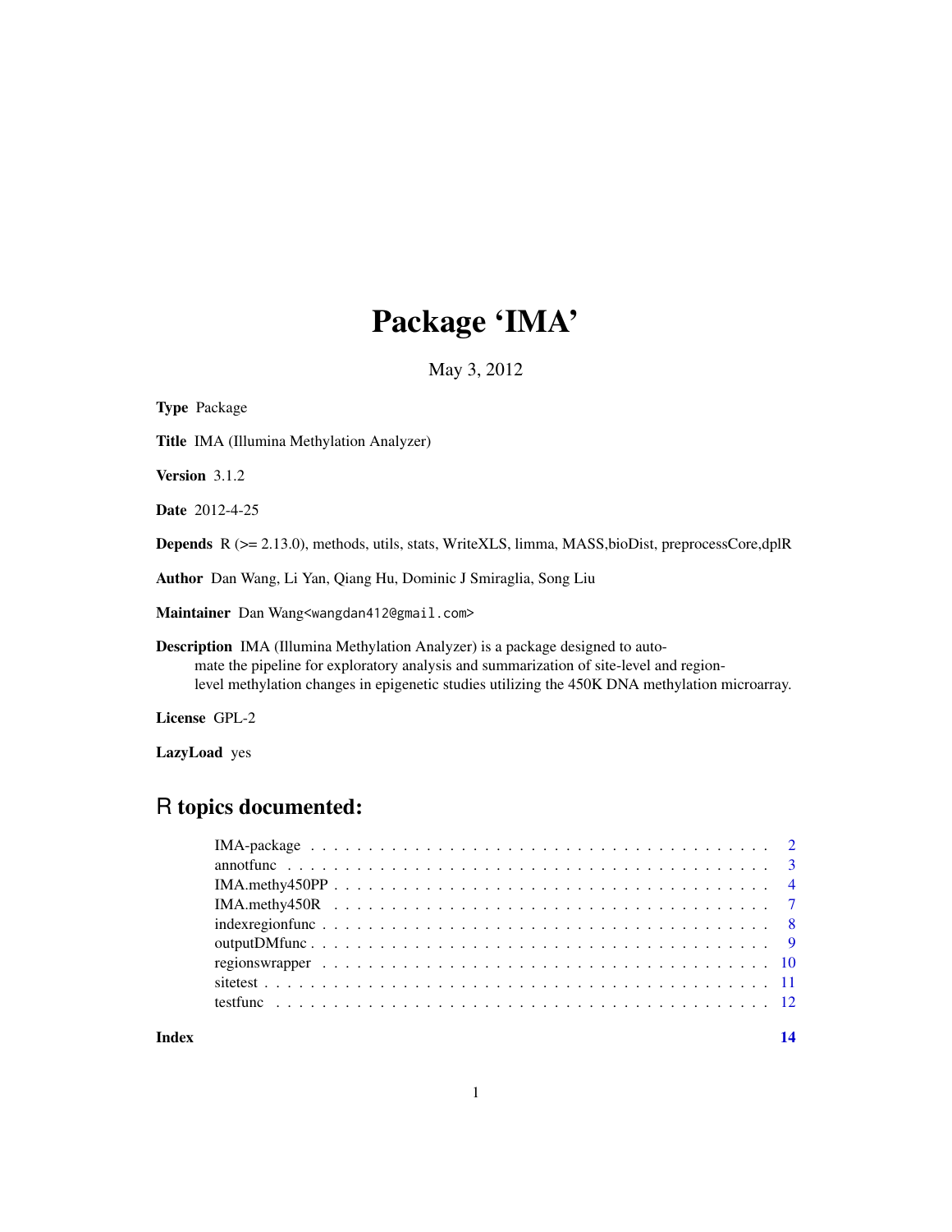# Package 'IMA'

May 3, 2012

**Type** Package

**Title** IMA (Illumina Methylation Analyzer)

**Version** 3.1.2

**Date** 2012-4-25

**Depends** R (>= 2.13.0), methods, utils, stats, WriteXLS, limma, MASS,bioDist, preprocessCore,dplR

**Author** Dan Wang, Li Yan, Qiang Hu, Dominic J Smiraglia, Song Liu

**Maintainer** Dan Wang<wangdan412@gmail.com>

**Description** IMA (Illumina Methylation Analyzer) is a package designed to automate the pipeline for exploratory analysis and summarization of site-level and region-level methylation changes in epigenetic studies utilizing the 450K DNA methylation microarray.

**License** GPL-2

**LazyLoad** yes

## R topics documented:

| | |
|---|---|
| IMA-package | 2 |
| annotfunc | 3 |
| IMA.methy450PP | 4 |
| IMA.methy450R | 7 |
| indexregionfunc | 8 |
| outputDMfunc | 9 |
| regionswrapper | 10 |
| sitetest | 11 |
| testfunc | 12 |
| **Index** | **14** |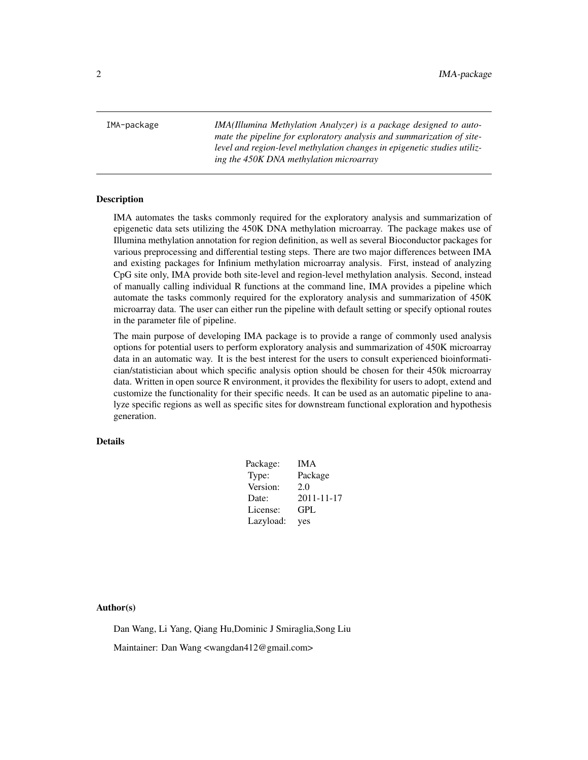IMA-package *IMA(Illumina Methylation Analyzer) is a package designed to automate the pipeline for exploratory analysis and summarization of site-level and region-level methylation changes in epigenetic studies utilizing the 450K DNA methylation microarray*

## Description

IMA automates the tasks commonly required for the exploratory analysis and summarization of epigenetic data sets utilizing the 450K DNA methylation microarray. The package makes use of Illumina methylation annotation for region definition, as well as several Bioconductor packages for various preprocessing and differential testing steps. There are two major differences between IMA and existing packages for Infinium methylation microarray analysis. First, instead of analyzing CpG site only, IMA provide both site-level and region-level methylation analysis. Second, instead of manually calling individual R functions at the command line, IMA provides a pipeline which automate the tasks commonly required for the exploratory analysis and summarization of 450K microarray data. The user can either run the pipeline with default setting or specify optional routes in the parameter file of pipeline.

The main purpose of developing IMA package is to provide a range of commonly used analysis options for potential users to perform exploratory analysis and summarization of 450K microarray data in an automatic way. It is the best interest for the users to consult experienced bioinformatician/statistician about which specific analysis option should be chosen for their 450k microarray data. Written in open source R environment, it provides the flexibility for users to adopt, extend and customize the functionality for their specific needs. It can be used as an automatic pipeline to analyze specific regions as well as specific sites for downstream functional exploration and hypothesis generation.

## Details

| | |
|---|---|
| Package: | IMA |
| Type: | Package |
| Version: | 2.0 |
| Date: | 2011-11-17 |
| License: | GPL |
| Lazyload: | yes |

## Author(s)

Dan Wang, Li Yang, Qiang Hu,Dominic J Smiraglia,Song Liu

Maintainer: Dan Wang <wangdan412@gmail.com>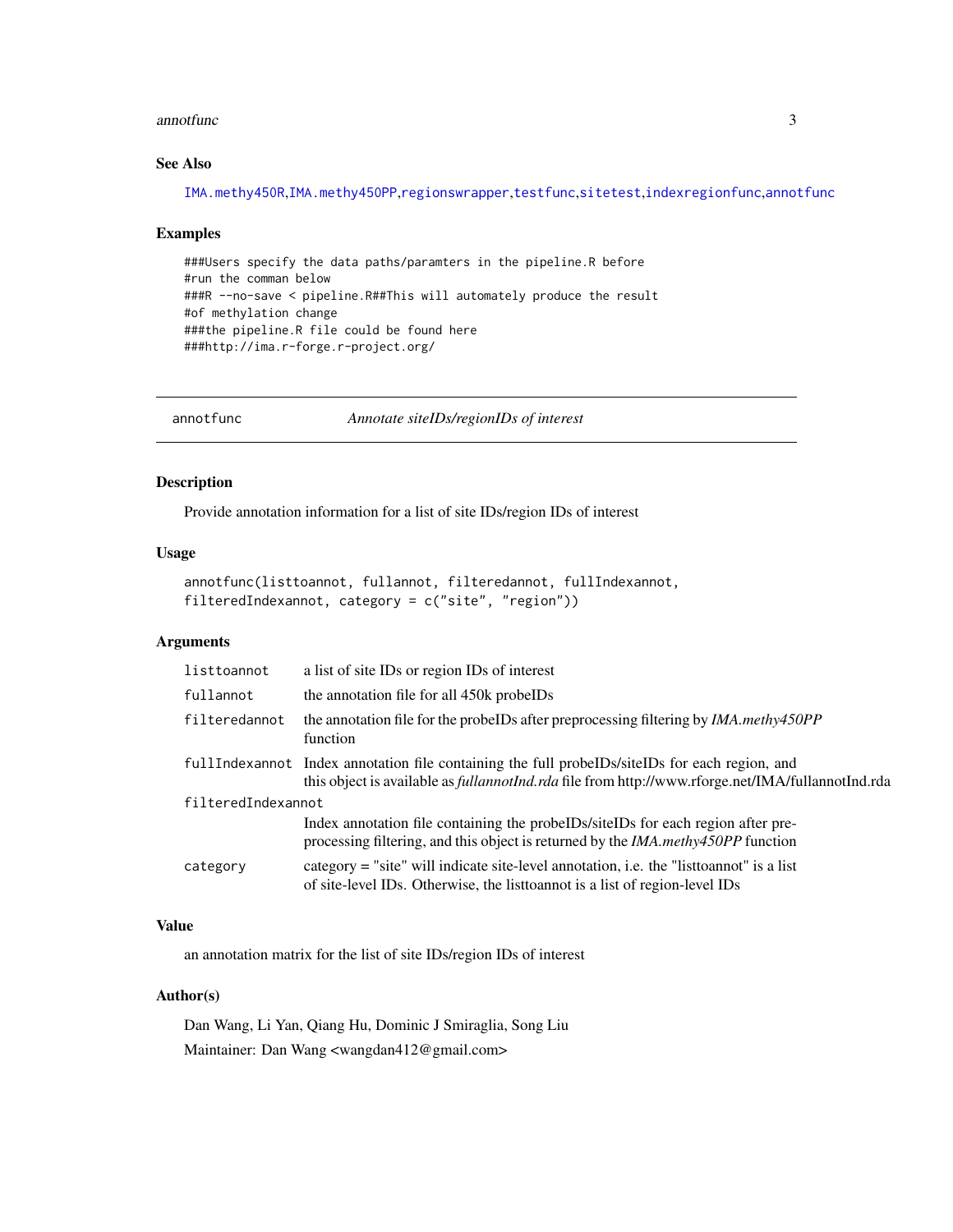## See Also

IMA.methy450R, IMA.methy450PP, regionswrapper, testfunc, sitetest, indexregionfunc, annotfunc

## Examples

```
###Users specify the data paths/paramters in the pipeline.R before
#run the comman below
###R --no-save < pipeline.R##This will automately produce the result
#of methylation change
###the pipeline.R file could be found here
###http://ima.r-forge.r-project.org/
```

---

# annotfunc — *Annotate siteIDs/regionIDs of interest*

## Description

Provide annotation information for a list of site IDs/region IDs of interest

## Usage

```
annotfunc(listtoannot, fullannot, filteredannot, fullIndexannot,
filteredIndexannot, category = c("site", "region"))
```

## Arguments

| | |
|---|---|
| listtoannot | a list of site IDs or region IDs of interest |
| fullannot | the annotation file for all 450k probeIDs |
| filteredannot | the annotation file for the probeIDs after preprocessing filtering by *IMA.methy450PP* function |
| fullIndexannot | Index annotation file containing the full probeIDs/siteIDs for each region, and this object is available as *fullannotInd.rda* file from http://www.rforge.net/IMA/fullannotInd.rda |
| filteredIndexannot | Index annotation file containing the probeIDs/siteIDs for each region after preprocessing filtering, and this object is returned by the *IMA.methy450PP* function |
| category | category = "site" will indicate site-level annotation, i.e. the "listtoannot" is a list of site-level IDs. Otherwise, the listtoannot is a list of region-level IDs |

## Value

an annotation matrix for the list of site IDs/region IDs of interest

## Author(s)

Dan Wang, Li Yan, Qiang Hu, Dominic J Smiraglia, Song Liu

Maintainer: Dan Wang <wangdan412@gmail.com>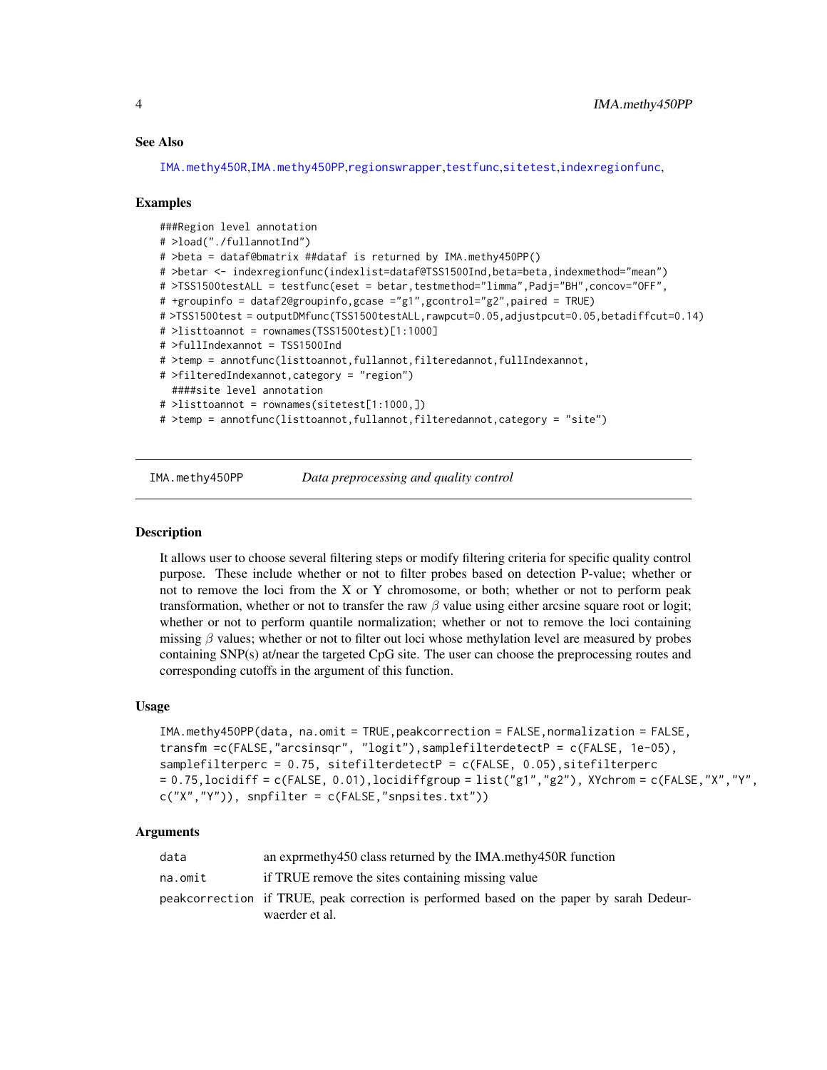### See Also

IMA.methy450R, IMA.methy450PP, regionswrapper, testfunc, sitetest, indexregionfunc,

### Examples

```
###Region level annotation
# >load("./fullannotInd")
# >beta = dataf@bmatrix ##dataf is returned by IMA.methy450PP()
# >betar <- indexregionfunc(indexlist=dataf@TSS1500Ind,beta=beta,indexmethod="mean")
# >TSS1500testALL = testfunc(eset = betar,testmethod="limma",Padj="BH",concov="OFF",
# +groupinfo = dataf2@groupinfo,gcase ="g1",gcontrol="g2",paired = TRUE)
# >TSS1500test = outputDMfunc(TSS1500testALL,rawpcut=0.05,adjustpcut=0.05,betadiffcut=0.14)
# >listtoannot = rownames(TSS1500test)[1:1000]
# >fullIndexannot = TSS1500Ind
# >temp = annotfunc(listtoannot,fullannot,filteredannot,fullIndexannot,
# >filteredIndexannot,category = "region")
  ####site level annotation
# >listtoannot = rownames(sitetest[1:1000,])
# >temp = annotfunc(listtoannot,fullannot,filteredannot,category = "site")
```

---

## IMA.methy450PP — *Data preprocessing and quality control*

### Description

It allows user to choose several filtering steps or modify filtering criteria for specific quality control purpose. These include whether or not to filter probes based on detection P-value; whether or not to remove the loci from the X or Y chromosome, or both; whether or not to perform peak transformation, whether or not to transfer the raw $\beta$ value using either arcsine square root or logit; whether or not to perform quantile normalization; whether or not to remove the loci containing missing $\beta$ values; whether or not to filter out loci whose methylation level are measured by probes containing SNP(s) at/near the targeted CpG site. The user can choose the preprocessing routes and corresponding cutoffs in the argument of this function.

### Usage

```
IMA.methy450PP(data, na.omit = TRUE,peakcorrection = FALSE,normalization = FALSE,
transfm =c(FALSE,"arcsinsqr", "logit"),samplefilterdetectP = c(FALSE, 1e-05),
samplefilterperc = 0.75, sitefilterdetectP = c(FALSE, 0.05),sitefilterperc
= 0.75,locidiff = c(FALSE, 0.01),locidiffgroup = list("g1","g2"), XYchrom = c(FALSE,"X","Y",
c("X","Y")), snpfilter = c(FALSE,"snpsites.txt"))
```

### Arguments

| | |
|---|---|
| `data` | an exprmethy450 class returned by the IMA.methy450R function |
| `na.omit` | if TRUE remove the sites containing missing value |
| `peakcorrection` | if TRUE, peak correction is performed based on the paper by sarah Dedeurwaerder et al. |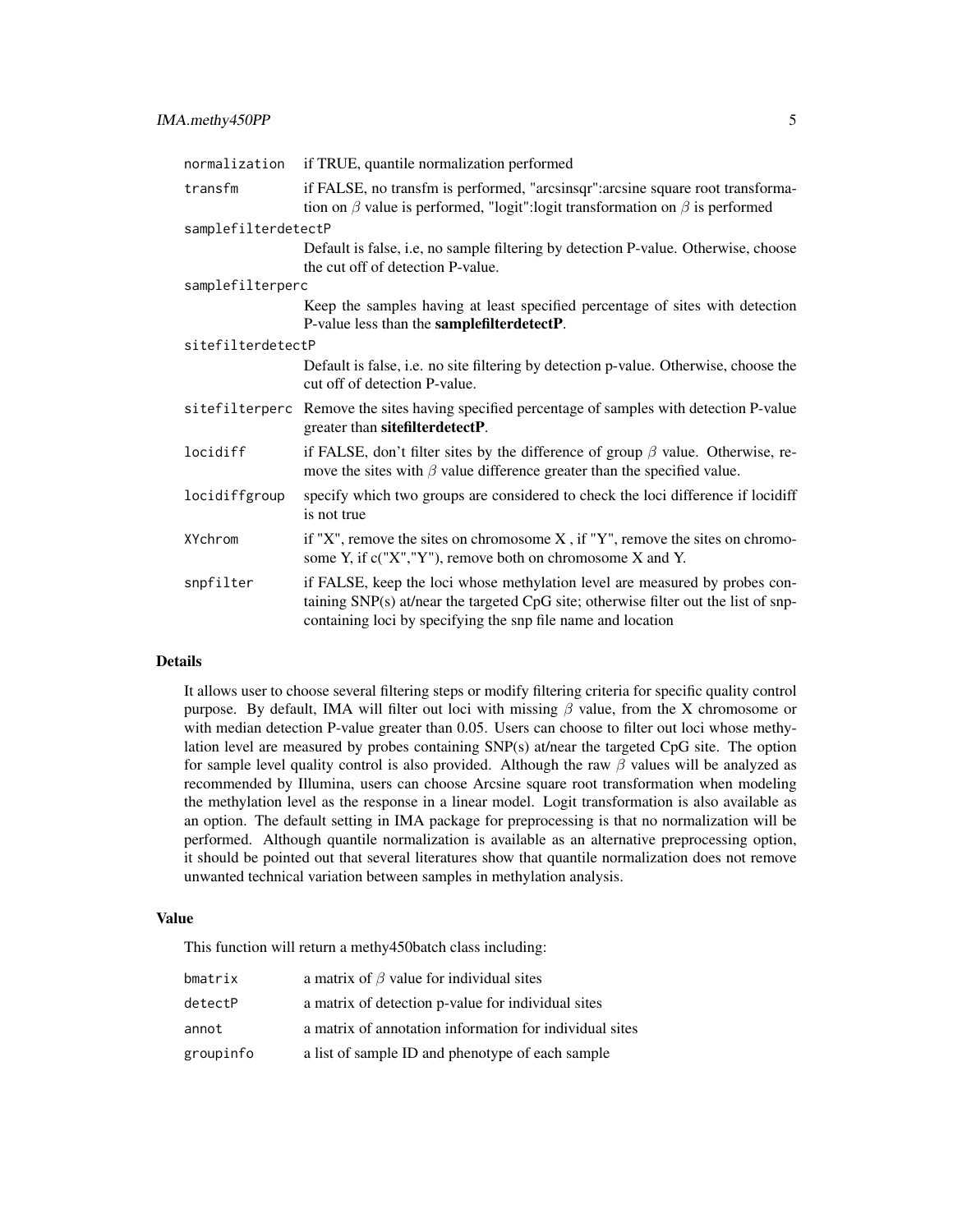| | |
|---|---|
| `normalization` | if TRUE, quantile normalization performed |
| `transfm` | if FALSE, no transfm is performed, "arcsinsqr":arcsine square root transformation on $\beta$ value is performed, "logit":logit transformation on $\beta$ is performed |
| `samplefilterdetectP` | Default is false, i.e, no sample filtering by detection P-value. Otherwise, choose the cut off of detection P-value. |
| `samplefilterperc` | Keep the samples having at least specified percentage of sites with detection P-value less than the **samplefilterdetectP**. |
| `sitefilterdetectP` | Default is false, i.e. no site filtering by detection p-value. Otherwise, choose the cut off of detection P-value. |
| `sitefilterperc` | Remove the sites having specified percentage of samples with detection P-value greater than **sitefilterdetectP**. |
| `locidiff` | if FALSE, don't filter sites by the difference of group $\beta$ value. Otherwise, remove the sites with $\beta$ value difference greater than the specified value. |
| `locidiffgroup` | specify which two groups are considered to check the loci difference if locidiff is not true |
| `XYchrom` | if "X", remove the sites on chromosome X , if "Y", remove the sites on chromosome Y, if c("X","Y"), remove both on chromosome X and Y. |
| `snpfilter` | if FALSE, keep the loci whose methylation level are measured by probes containing SNP(s) at/near the targeted CpG site; otherwise filter out the list of snp-containing loci by specifying the snp file name and location |

### Details

It allows user to choose several filtering steps or modify filtering criteria for specific quality control purpose. By default, IMA will filter out loci with missing $\beta$ value, from the X chromosome or with median detection P-value greater than 0.05. Users can choose to filter out loci whose methylation level are measured by probes containing SNP(s) at/near the targeted CpG site. The option for sample level quality control is also provided. Although the raw $\beta$ values will be analyzed as recommended by Illumina, users can choose Arcsine square root transformation when modeling the methylation level as the response in a linear model. Logit transformation is also available as an option. The default setting in IMA package for preprocessing is that no normalization will be performed. Although quantile normalization is available as an alternative preprocessing option, it should be pointed out that several literatures show that quantile normalization does not remove unwanted technical variation between samples in methylation analysis.

### Value

This function will return a methy450batch class including:

| | |
|---|---|
| `bmatrix` | a matrix of $\beta$ value for individual sites |
| `detectP` | a matrix of detection p-value for individual sites |
| `annot` | a matrix of annotation information for individual sites |
| `groupinfo` | a list of sample ID and phenotype of each sample |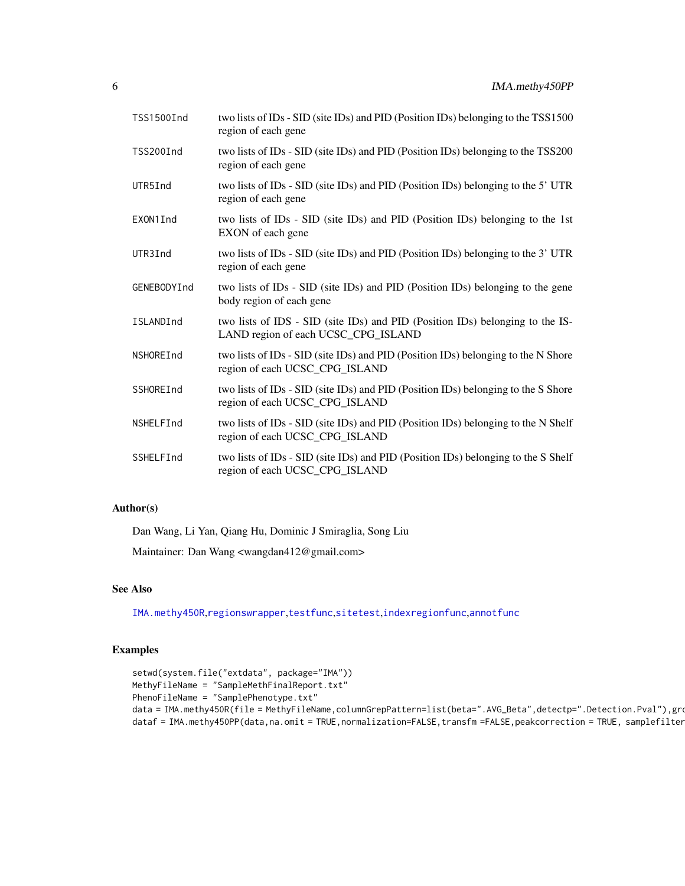| | |
|---|---|
| TSS1500Ind | two lists of IDs - SID (site IDs) and PID (Position IDs) belonging to the TSS1500 region of each gene |
| TSS200Ind | two lists of IDs - SID (site IDs) and PID (Position IDs) belonging to the TSS200 region of each gene |
| UTR5Ind | two lists of IDs - SID (site IDs) and PID (Position IDs) belonging to the 5' UTR region of each gene |
| EXON1Ind | two lists of IDs - SID (site IDs) and PID (Position IDs) belonging to the 1st EXON of each gene |
| UTR3Ind | two lists of IDs - SID (site IDs) and PID (Position IDs) belonging to the 3' UTR region of each gene |
| GENEBODYInd | two lists of IDs - SID (site IDs) and PID (Position IDs) belonging to the gene body region of each gene |
| ISLANDInd | two lists of IDS - SID (site IDs) and PID (Position IDs) belonging to the ISLAND region of each UCSC_CPG_ISLAND |
| NSHOREInd | two lists of IDs - SID (site IDs) and PID (Position IDs) belonging to the N Shore region of each UCSC_CPG_ISLAND |
| SSHOREInd | two lists of IDs - SID (site IDs) and PID (Position IDs) belonging to the S Shore region of each UCSC_CPG_ISLAND |
| NSHELFInd | two lists of IDs - SID (site IDs) and PID (Position IDs) belonging to the N Shelf region of each UCSC_CPG_ISLAND |
| SSHELFInd | two lists of IDs - SID (site IDs) and PID (Position IDs) belonging to the S Shelf region of each UCSC_CPG_ISLAND |

### Author(s)

Dan Wang, Li Yan, Qiang Hu, Dominic J Smiraglia, Song Liu

Maintainer: Dan Wang <wangdan412@gmail.com>

### See Also

IMA.methy450R, regionswrapper, testfunc, sitetest, indexregionfunc, annotfunc

### Examples

```
setwd(system.file("extdata", package="IMA"))
MethyFileName = "SampleMethFinalReport.txt"
PhenoFileName = "SamplePhenotype.txt"
data = IMA.methy450R(file = MethyFileName,columnGrepPattern=list(beta=".AVG_Beta",detectp=".Detection.Pval"),gro
dataf = IMA.methy450PP(data,na.omit = TRUE,normalization=FALSE,transfm =FALSE,peakcorrection = TRUE, samplefilter
```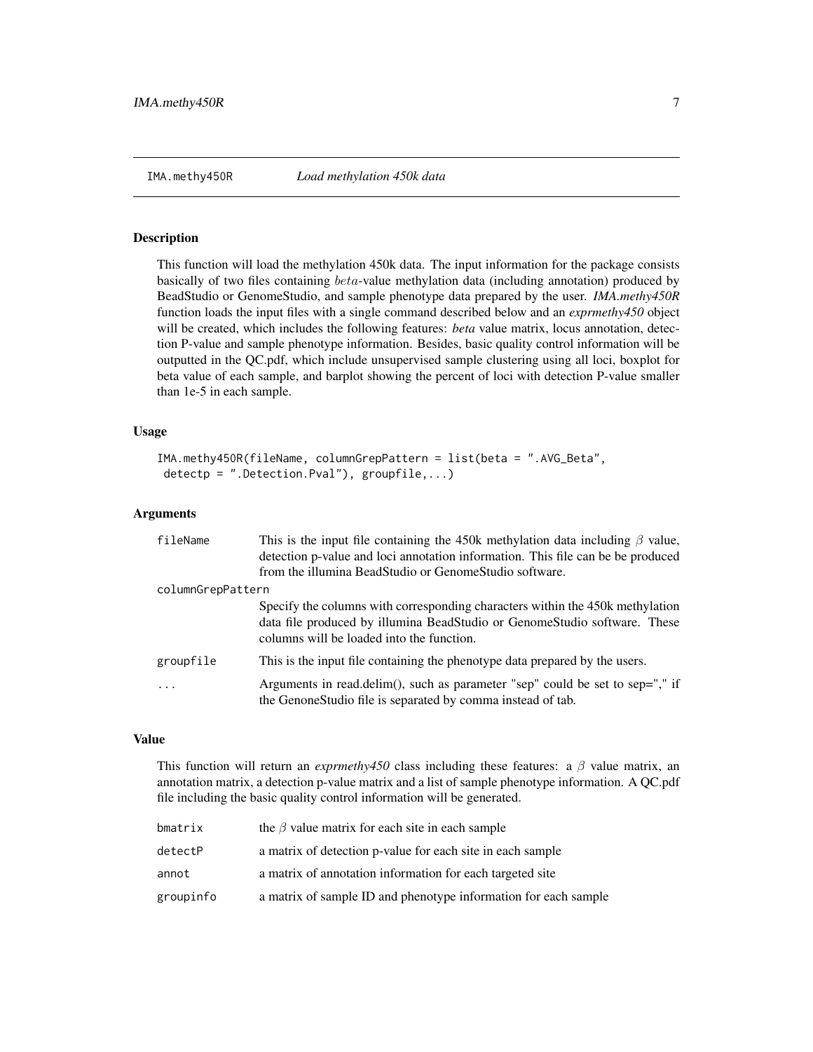IMA.methy450R *Load methylation 450k data*

## Description

This function will load the methylation 450k data. The input information for the package consists basically of two files containing $beta$-value methylation data (including annotation) produced by BeadStudio or GenomeStudio, and sample phenotype data prepared by the user. *IMA.methy450R* function loads the input files with a single command described below and an *exprmethy450* object will be created, which includes the following features: *beta* value matrix, locus annotation, detection P-value and sample phenotype information. Besides, basic quality control information will be outputted in the QC.pdf, which include unsupervised sample clustering using all loci, boxplot for beta value of each sample, and barplot showing the percent of loci with detection P-value smaller than 1e-5 in each sample.

## Usage

```
IMA.methy450R(fileName, columnGrepPattern = list(beta = ".AVG_Beta",
 detectp = ".Detection.Pval"), groupfile,...)
```

## Arguments

| | |
|---|---|
| fileName | This is the input file containing the 450k methylation data including $\beta$ value, detection p-value and loci annotation information. This file can be be produced from the illumina BeadStudio or GenomeStudio software. |
| columnGrepPattern | Specify the columns with corresponding characters within the 450k methylation data file produced by illumina BeadStudio or GenomeStudio software. These columns will be loaded into the function. |
| groupfile | This is the input file containing the phenotype data prepared by the users. |
| ... | Arguments in read.delim(), such as parameter "sep" could be set to sep="," if the GenoneStudio file is separated by comma instead of tab. |

## Value

This function will return an *exprmethy450* class including these features: a $\beta$ value matrix, an annotation matrix, a detection p-value matrix and a list of sample phenotype information. A QC.pdf file including the basic quality control information will be generated.

| | |
|---|---|
| bmatrix | the $\beta$ value matrix for each site in each sample |
| detectP | a matrix of detection p-value for each site in each sample |
| annot | a matrix of annotation information for each targeted site |
| groupinfo | a matrix of sample ID and phenotype information for each sample |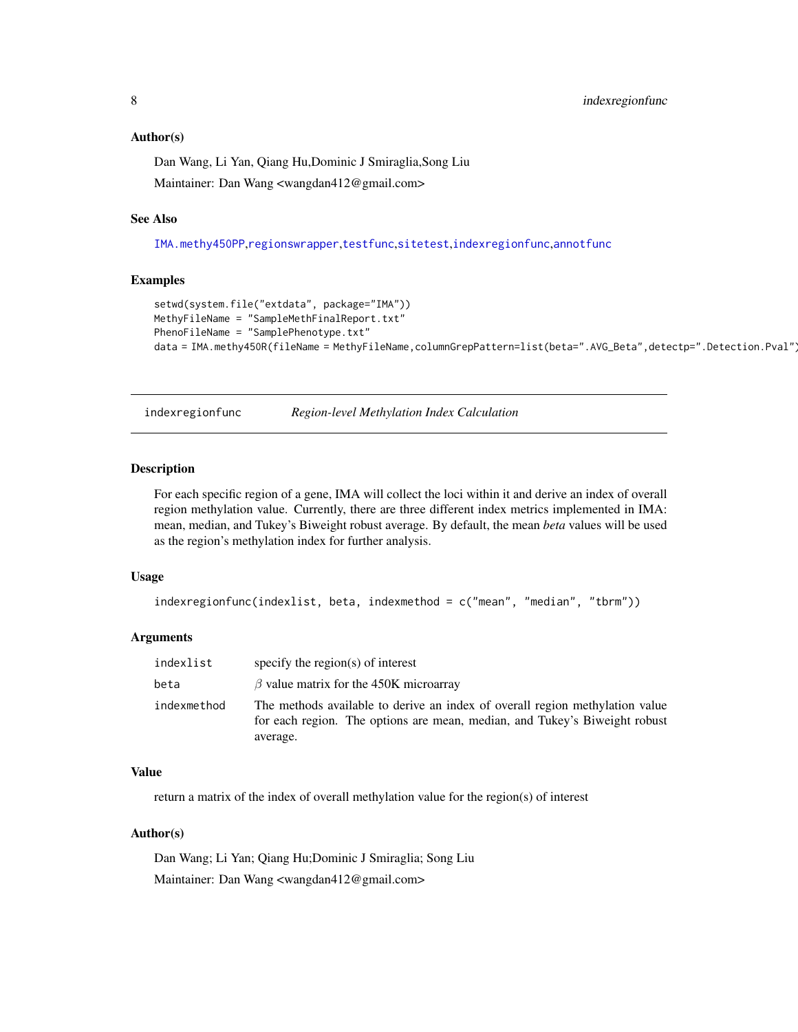### Author(s)

Dan Wang, Li Yan, Qiang Hu,Dominic J Smiraglia,Song Liu

Maintainer: Dan Wang <wangdan412@gmail.com>

### See Also

IMA.methy450PP,regionswrapper,testfunc,sitetest,indexregionfunc,annotfunc

### Examples

```
setwd(system.file("extdata", package="IMA"))
MethyFileName = "SampleMethFinalReport.txt"
PhenoFileName = "SamplePhenotype.txt"
data = IMA.methy450R(fileName = MethyFileName,columnGrepPattern=list(beta=".AVG_Beta",detectp=".Detection.Pval")
```

---

## indexregionfunc — *Region-level Methylation Index Calculation*

### Description

For each specific region of a gene, IMA will collect the loci within it and derive an index of overall region methylation value. Currently, there are three different index metrics implemented in IMA: mean, median, and Tukey's Biweight robust average. By default, the mean *beta* values will be used as the region's methylation index for further analysis.

### Usage

```
indexregionfunc(indexlist, beta, indexmethod = c("mean", "median", "tbrm"))
```

### Arguments

| | |
|---|---|
| indexlist | specify the region(s) of interest |
| beta | $\beta$ value matrix for the 450K microarray |
| indexmethod | The methods available to derive an index of overall region methylation value for each region. The options are mean, median, and Tukey's Biweight robust average. |

### Value

return a matrix of the index of overall methylation value for the region(s) of interest

### Author(s)

Dan Wang; Li Yan; Qiang Hu;Dominic J Smiraglia; Song Liu

Maintainer: Dan Wang <wangdan412@gmail.com>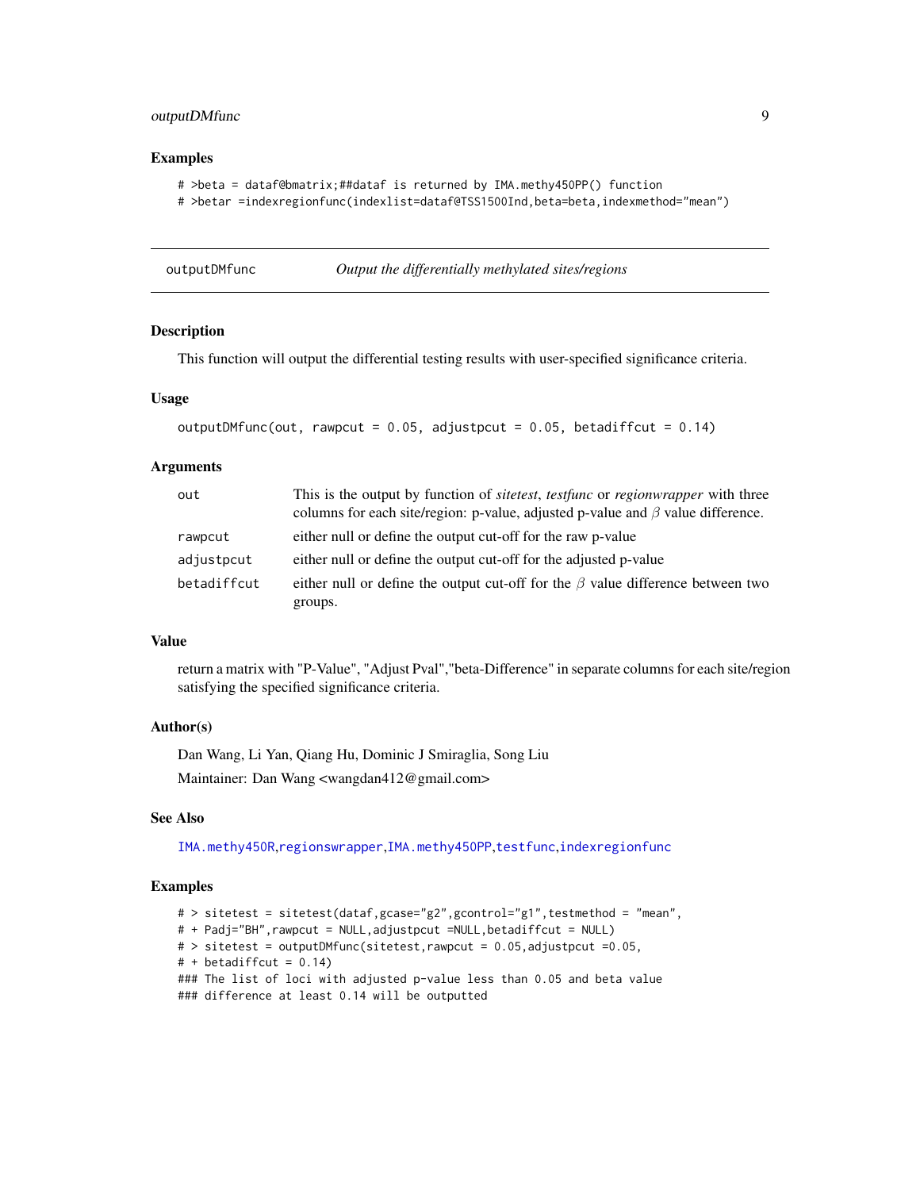## Examples

```
# >beta = dataf@bmatrix;##dataf is returned by IMA.methy450PP() function
# >betar =indexregionfunc(indexlist=dataf@TSS1500Ind,beta=beta,indexmethod="mean")
```

---

# outputDMfunc — *Output the differentially methylated sites/regions*

---

## Description

This function will output the differential testing results with user-specified significance criteria.

## Usage

```
outputDMfunc(out, rawpcut = 0.05, adjustpcut = 0.05, betadiffcut = 0.14)
```

## Arguments

| | |
|---|---|
| `out` | This is the output by function of *sitetest*, *testfunc* or *regionwrapper* with three columns for each site/region: p-value, adjusted p-value and $\beta$ value difference. |
| `rawpcut` | either null or define the output cut-off for the raw p-value |
| `adjustpcut` | either null or define the output cut-off for the adjusted p-value |
| `betadiffcut` | either null or define the output cut-off for the $\beta$ value difference between two groups. |

## Value

return a matrix with "P-Value", "Adjust Pval","beta-Difference" in separate columns for each site/region satisfying the specified significance criteria.

## Author(s)

Dan Wang, Li Yan, Qiang Hu, Dominic J Smiraglia, Song Liu

Maintainer: Dan Wang <wangdan412@gmail.com>

## See Also

IMA.methy450R,regionswrapper,IMA.methy450PP,testfunc,indexregionfunc

## Examples

```
# > sitetest = sitetest(dataf,gcase="g2",gcontrol="g1",testmethod = "mean",
# + Padj="BH",rawpcut = NULL,adjustpcut =NULL,betadiffcut = NULL)
# > sitetest = outputDMfunc(sitetest,rawpcut = 0.05,adjustpcut =0.05,
# + betadiffcut = 0.14)
### The list of loci with adjusted p-value less than 0.05 and beta value
### difference at least 0.14 will be outputted
```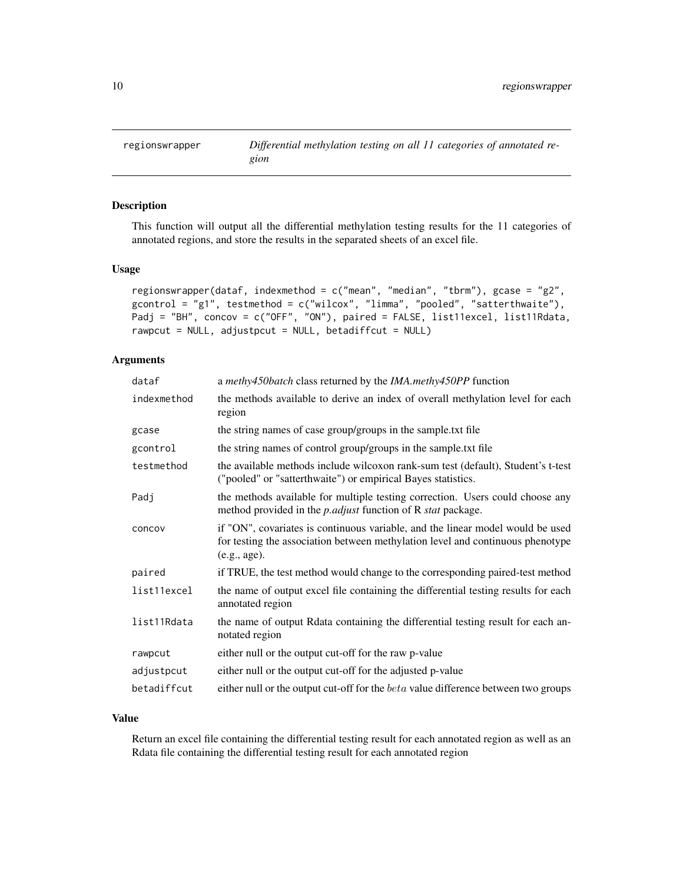# regionswrapper — *Differential methylation testing on all 11 categories of annotated region*

## Description

This function will output all the differential methylation testing results for the 11 categories of annotated regions, and store the results in the separated sheets of an excel file.

## Usage

```
regionswrapper(dataf, indexmethod = c("mean", "median", "tbrm"), gcase = "g2",
gcontrol = "g1", testmethod = c("wilcox", "limma", "pooled", "satterthwaite"),
Padj = "BH", concov = c("OFF", "ON"), paired = FALSE, list11excel, list11Rdata,
rawpcut = NULL, adjustpcut = NULL, betadiffcut = NULL)
```

## Arguments

| | |
|---|---|
| `dataf` | a *methy450batch* class returned by the *IMA.methy450PP* function |
| `indexmethod` | the methods available to derive an index of overall methylation level for each region |
| `gcase` | the string names of case group/groups in the sample.txt file |
| `gcontrol` | the string names of control group/groups in the sample.txt file |
| `testmethod` | the available methods include wilcoxon rank-sum test (default), Student's t-test ("pooled" or "satterthwaite") or empirical Bayes statistics. |
| `Padj` | the methods available for multiple testing correction. Users could choose any method provided in the *p.adjust* function of R *stat* package. |
| `concov` | if "ON", covariates is continuous variable, and the linear model would be used for testing the association between methylation level and continuous phenotype (e.g., age). |
| `paired` | if TRUE, the test method would change to the corresponding paired-test method |
| `list11excel` | the name of output excel file containing the differential testing results for each annotated region |
| `list11Rdata` | the name of output Rdata containing the differential testing result for each annotated region |
| `rawpcut` | either null or the output cut-off for the raw p-value |
| `adjustpcut` | either null or the output cut-off for the adjusted p-value |
| `betadiffcut` | either null or the output cut-off for the $beta$ value difference between two groups |

## Value

Return an excel file containing the differential testing result for each annotated region as well as an Rdata file containing the differential testing result for each annotated region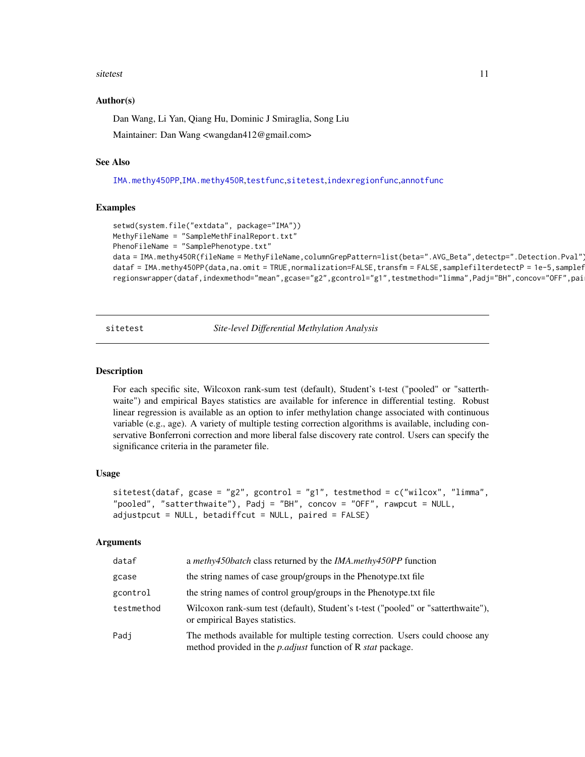### Author(s)

Dan Wang, Li Yan, Qiang Hu, Dominic J Smiraglia, Song Liu

Maintainer: Dan Wang <wangdan412@gmail.com>

### See Also

IMA.methy450PP,IMA.methy450R,testfunc,sitetest,indexregionfunc,annotfunc

### Examples

```
setwd(system.file("extdata", package="IMA"))
MethyFileName = "SampleMethFinalReport.txt"
PhenoFileName = "SamplePhenotype.txt"
data = IMA.methy450R(fileName = MethyFileName,columnGrepPattern=list(beta=".AVG_Beta",detectp=".Detection.Pval")
dataf = IMA.methy450PP(data,na.omit = TRUE,normalization=FALSE,transfm = FALSE,samplefilterdetectP = 1e-5,samplef
regionswrapper(dataf,indexmethod="mean",gcase="g2",gcontrol="g1",testmethod="limma",Padj="BH",concov="OFF",pai
```

## sitetest *Site-level Differential Methylation Analysis*

### Description

For each specific site, Wilcoxon rank-sum test (default), Student's t-test ("pooled" or "satterthwaite") and empirical Bayes statistics are available for inference in differential testing. Robust linear regression is available as an option to infer methylation change associated with continuous variable (e.g., age). A variety of multiple testing correction algorithms is available, including conservative Bonferroni correction and more liberal false discovery rate control. Users can specify the significance criteria in the parameter file.

### Usage

```
sitetest(dataf, gcase = "g2", gcontrol = "g1", testmethod = c("wilcox", "limma",
"pooled", "satterthwaite"), Padj = "BH", concov = "OFF", rawpcut = NULL,
adjustpcut = NULL, betadiffcut = NULL, paired = FALSE)
```

### Arguments

| | |
|---|---|
| dataf | a *methy450batch* class returned by the *IMA.methy450PP* function |
| gcase | the string names of case group/groups in the Phenotype.txt file |
| gcontrol | the string names of control group/groups in the Phenotype.txt file |
| testmethod | Wilcoxon rank-sum test (default), Student's t-test ("pooled" or "satterthwaite"), or empirical Bayes statistics. |
| Padj | The methods available for multiple testing correction. Users could choose any method provided in the *p.adjust* function of R *stat* package. |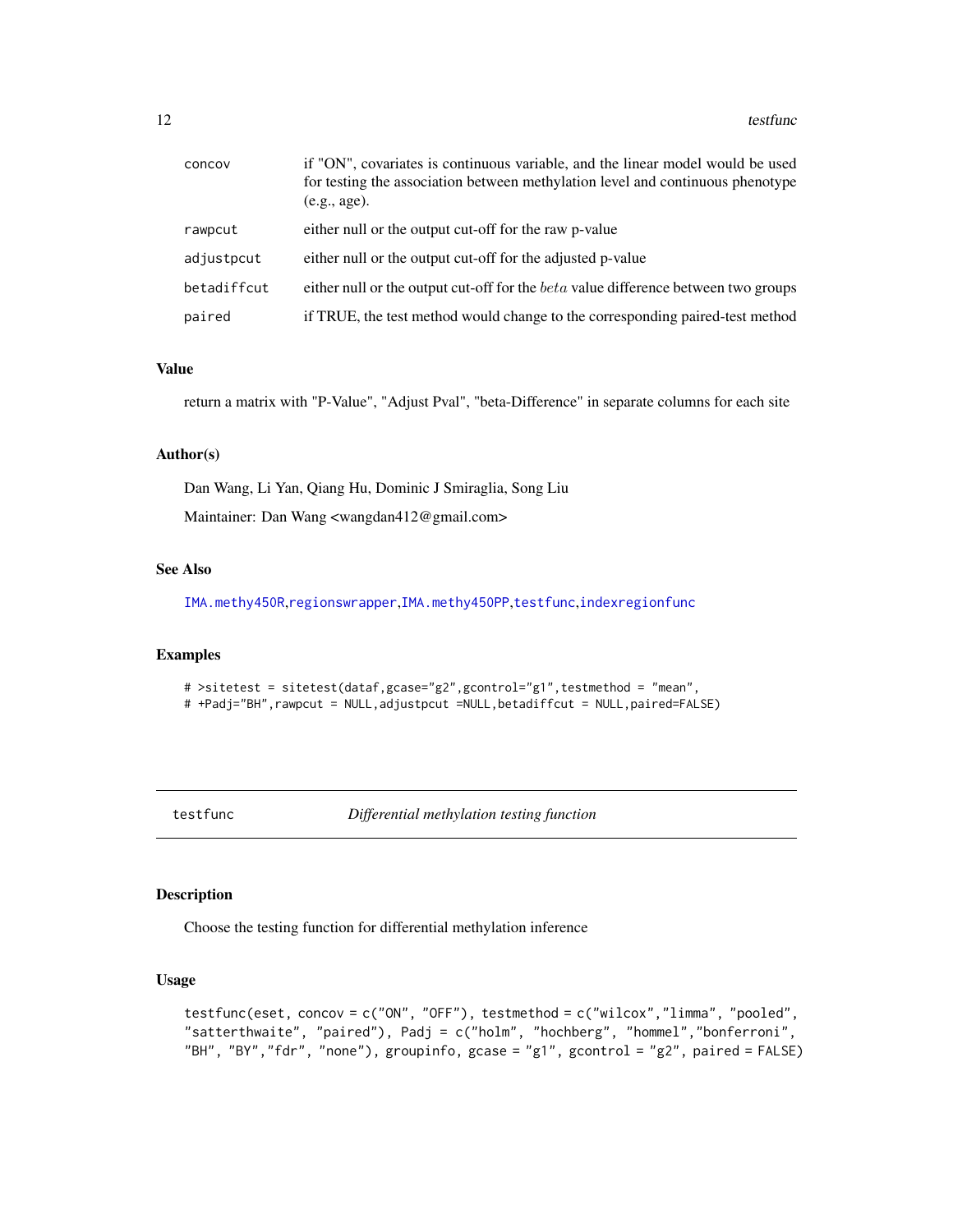| | |
|---|---|
| concov | if "ON", covariates is continuous variable, and the linear model would be used for testing the association between methylation level and continuous phenotype (e.g., age). |
| rawpcut | either null or the output cut-off for the raw p-value |
| adjustpcut | either null or the output cut-off for the adjusted p-value |
| betadiffcut | either null or the output cut-off for the $beta$ value difference between two groups |
| paired | if TRUE, the test method would change to the corresponding paired-test method |

### Value

return a matrix with "P-Value", "Adjust Pval", "beta-Difference" in separate columns for each site

### Author(s)

Dan Wang, Li Yan, Qiang Hu, Dominic J Smiraglia, Song Liu

Maintainer: Dan Wang <wangdan412@gmail.com>

### See Also

IMA.methy450R,regionswrapper,IMA.methy450PP,testfunc,indexregionfunc

### Examples

```
# >sitetest = sitetest(dataf,gcase="g2",gcontrol="g1",testmethod = "mean",
# +Padj="BH",rawpcut = NULL,adjustpcut =NULL,betadiffcut = NULL,paired=FALSE)
```

---

## testfunc — *Differential methylation testing function*

### Description

Choose the testing function for differential methylation inference

### Usage

```
testfunc(eset, concov = c("ON", "OFF"), testmethod = c("wilcox","limma", "pooled",
"satterthwaite", "paired"), Padj = c("holm", "hochberg", "hommel","bonferroni",
"BH", "BY","fdr", "none"), groupinfo, gcase = "g1", gcontrol = "g2", paired = FALSE)
```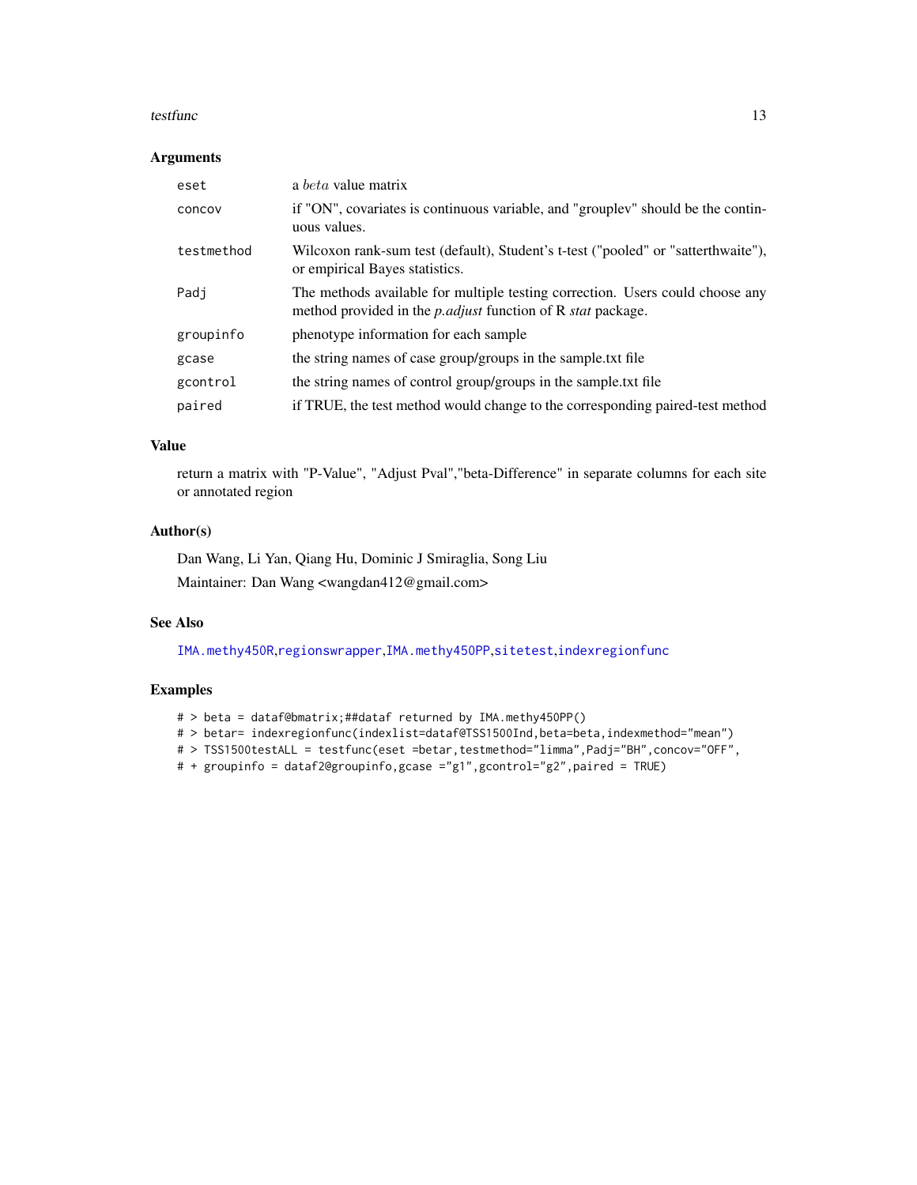### Arguments

| | |
|---|---|
| eset | a $beta$ value matrix |
| concov | if "ON", covariates is continuous variable, and "grouplev" should be the continuous values. |
| testmethod | Wilcoxon rank-sum test (default), Student's t-test ("pooled" or "satterthwaite"), or empirical Bayes statistics. |
| Padj | The methods available for multiple testing correction. Users could choose any method provided in the *p.adjust* function of R *stat* package. |
| groupinfo | phenotype information for each sample |
| gcase | the string names of case group/groups in the sample.txt file |
| gcontrol | the string names of control group/groups in the sample.txt file |
| paired | if TRUE, the test method would change to the corresponding paired-test method |

### Value

return a matrix with "P-Value", "Adjust Pval","beta-Difference" in separate columns for each site or annotated region

### Author(s)

Dan Wang, Li Yan, Qiang Hu, Dominic J Smiraglia, Song Liu

Maintainer: Dan Wang <wangdan412@gmail.com>

### See Also

IMA.methy450R,regionswrapper,IMA.methy450PP,sitetest,indexregionfunc

### Examples

```
# > beta = dataf@bmatrix;##dataf returned by IMA.methy450PP()
# > betar= indexregionfunc(indexlist=dataf@TSS1500Ind,beta=beta,indexmethod="mean")
# > TSS1500testALL = testfunc(eset =betar,testmethod="limma",Padj="BH",concov="OFF",
# + groupinfo = dataf2@groupinfo,gcase ="g1",gcontrol="g2",paired = TRUE)
```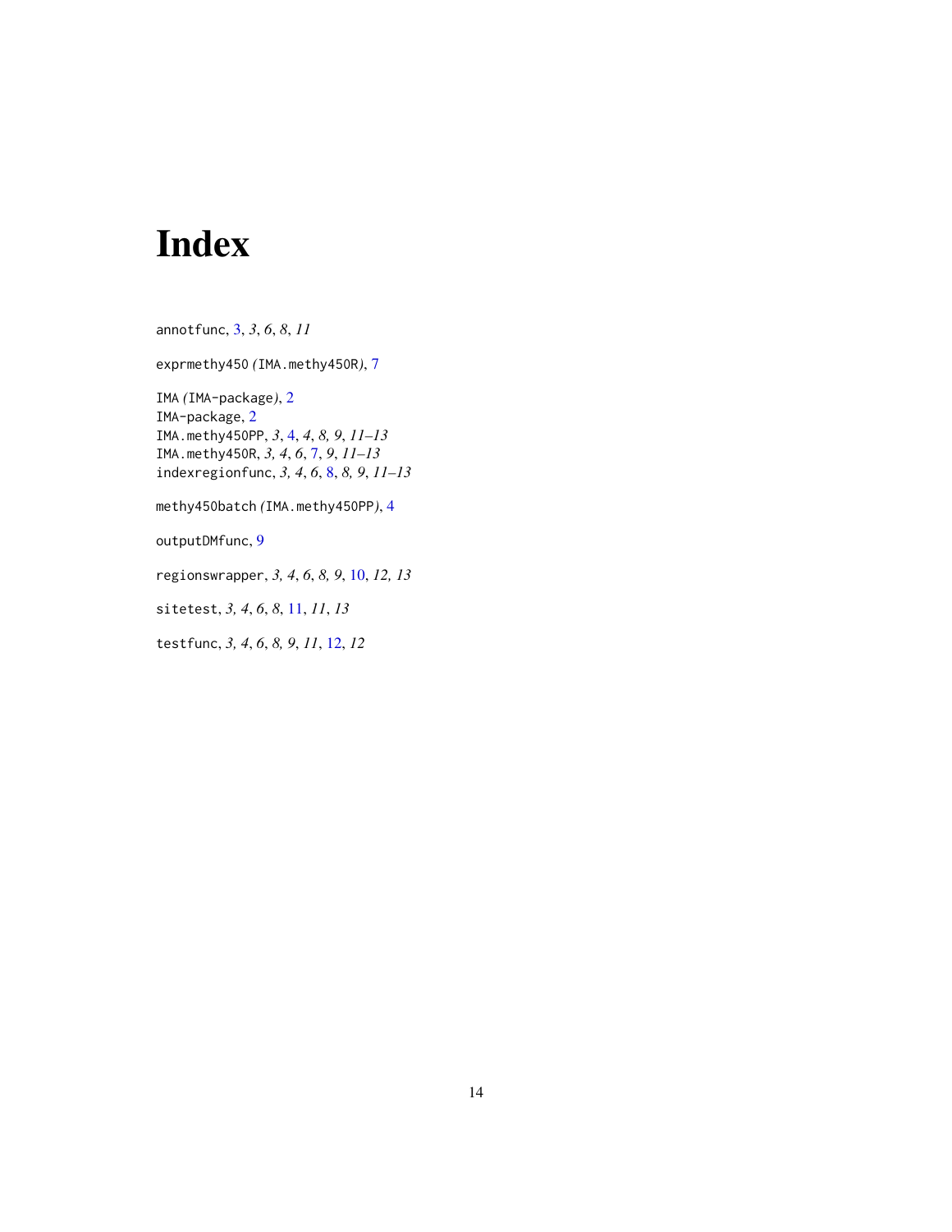# Index

annotfunc, 3, *3*, *6*, *8*, *11*

exprmethy450 *(*IMA.methy450R*)*, 7

IMA *(*IMA-package*)*, 2
IMA-package, 2
IMA.methy450PP, *3*, 4, *4*, *8, 9*, *11–13*
IMA.methy450R, *3, 4*, *6*, 7, *9*, *11–13*
indexregionfunc, *3, 4*, *6*, 8, *8, 9*, *11–13*

methy450batch *(*IMA.methy450PP*)*, 4

outputDMfunc, 9

regionswrapper, *3, 4*, *6*, *8, 9*, 10, *12, 13*

sitetest, *3, 4*, *6*, *8*, 11, *11*, *13*

testfunc, *3, 4*, *6*, *8, 9*, *11*, 12, *12*